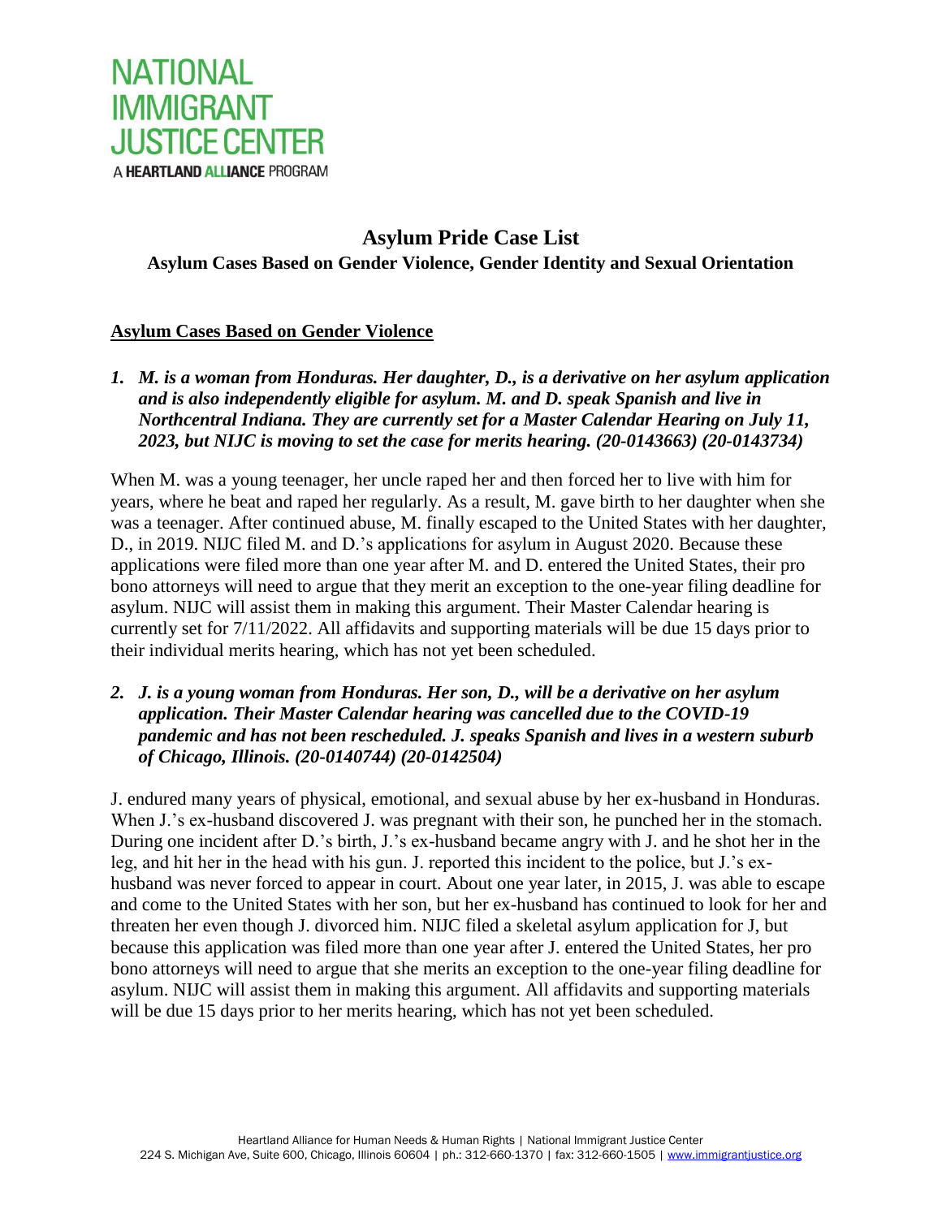# NATIONAL IMMIGRANT JUSTICE CENTER

A **HEARTLAND ALLIANCE** PROGRAM

## Asylum Pride Case List

### Asylum Cases Based on Gender Violence, Gender Identity and Sexual Orientation

**Asylum Cases Based on Gender Violence**

1. ***M. is a woman from Honduras. Her daughter, D., is a derivative on her asylum application and is also independently eligible for asylum. M. and D. speak Spanish and live in Northcentral Indiana. They are currently set for a Master Calendar Hearing on July 11, 2023, but NIJC is moving to set the case for merits hearing. (20-0143663) (20-0143734)***

When M. was a young teenager, her uncle raped her and then forced her to live with him for years, where he beat and raped her regularly. As a result, M. gave birth to her daughter when she was a teenager. After continued abuse, M. finally escaped to the United States with her daughter, D., in 2019. NIJC filed M. and D.'s applications for asylum in August 2020. Because these applications were filed more than one year after M. and D. entered the United States, their pro bono attorneys will need to argue that they merit an exception to the one-year filing deadline for asylum. NIJC will assist them in making this argument. Their Master Calendar hearing is currently set for 7/11/2022. All affidavits and supporting materials will be due 15 days prior to their individual merits hearing, which has not yet been scheduled.

2. ***J. is a young woman from Honduras. Her son, D., will be a derivative on her asylum application. Their Master Calendar hearing was cancelled due to the COVID-19 pandemic and has not been rescheduled. J. speaks Spanish and lives in a western suburb of Chicago, Illinois. (20-0140744) (20-0142504)***

J. endured many years of physical, emotional, and sexual abuse by her ex-husband in Honduras. When J.'s ex-husband discovered J. was pregnant with their son, he punched her in the stomach. During one incident after D.'s birth, J.'s ex-husband became angry with J. and he shot her in the leg, and hit her in the head with his gun. J. reported this incident to the police, but J.'s ex-husband was never forced to appear in court. About one year later, in 2015, J. was able to escape and come to the United States with her son, but her ex-husband has continued to look for her and threaten her even though J. divorced him. NIJC filed a skeletal asylum application for J, but because this application was filed more than one year after J. entered the United States, her pro bono attorneys will need to argue that she merits an exception to the one-year filing deadline for asylum. NIJC will assist them in making this argument. All affidavits and supporting materials will be due 15 days prior to her merits hearing, which has not yet been scheduled.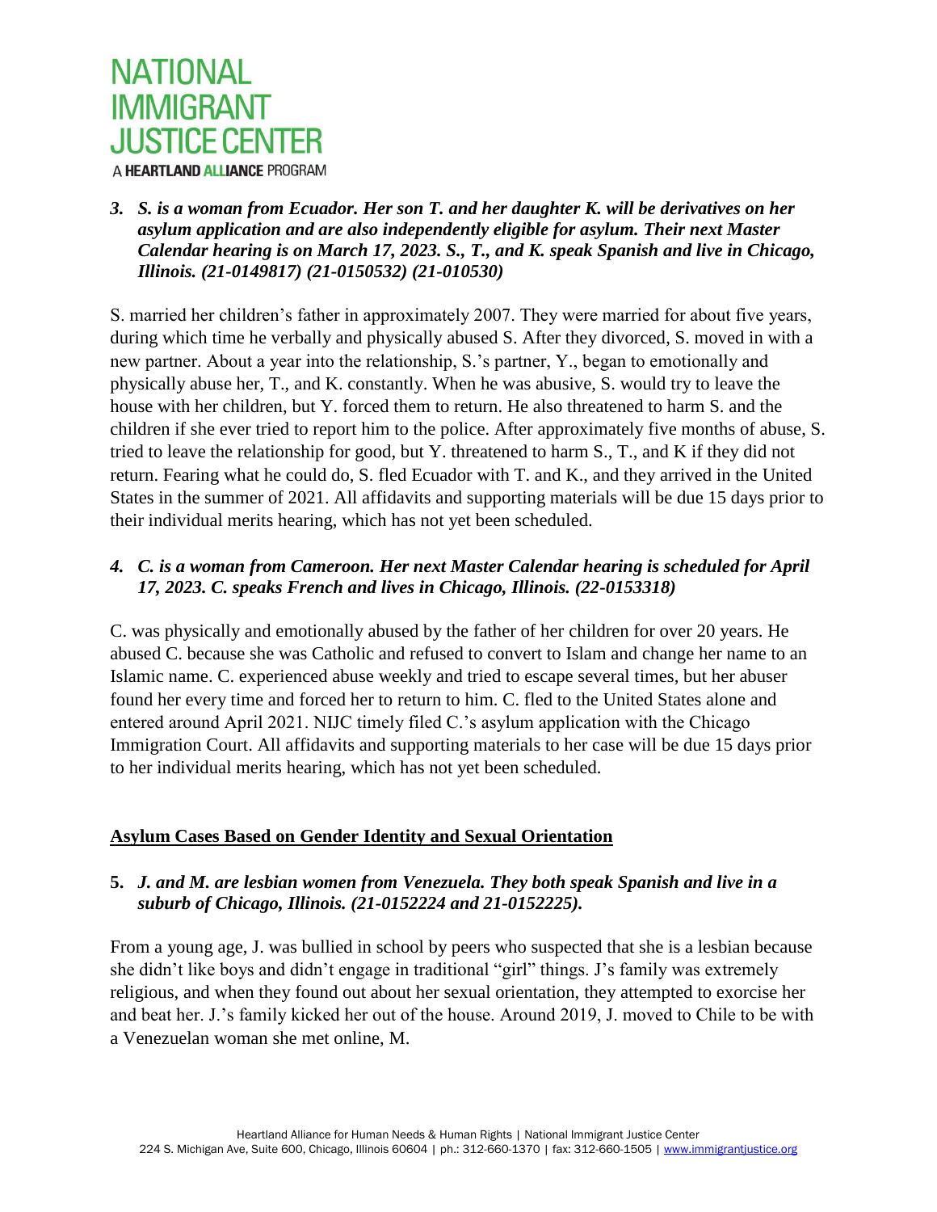*3. S. is a woman from Ecuador. Her son T. and her daughter K. will be derivatives on her asylum application and are also independently eligible for asylum. Their next Master Calendar hearing is on March 17, 2023. S., T., and K. speak Spanish and live in Chicago, Illinois. (21-0149817) (21-0150532) (21-010530)*

S. married her children's father in approximately 2007. They were married for about five years, during which time he verbally and physically abused S. After they divorced, S. moved in with a new partner. About a year into the relationship, S.'s partner, Y., began to emotionally and physically abuse her, T., and K. constantly. When he was abusive, S. would try to leave the house with her children, but Y. forced them to return. He also threatened to harm S. and the children if she ever tried to report him to the police. After approximately five months of abuse, S. tried to leave the relationship for good, but Y. threatened to harm S., T., and K if they did not return. Fearing what he could do, S. fled Ecuador with T. and K., and they arrived in the United States in the summer of 2021. All affidavits and supporting materials will be due 15 days prior to their individual merits hearing, which has not yet been scheduled.

*4. C. is a woman from Cameroon. Her next Master Calendar hearing is scheduled for April 17, 2023. C. speaks French and lives in Chicago, Illinois. (22-0153318)*

C. was physically and emotionally abused by the father of her children for over 20 years. He abused C. because she was Catholic and refused to convert to Islam and change her name to an Islamic name. C. experienced abuse weekly and tried to escape several times, but her abuser found her every time and forced her to return to him. C. fled to the United States alone and entered around April 2021. NIJC timely filed C.'s asylum application with the Chicago Immigration Court. All affidavits and supporting materials to her case will be due 15 days prior to her individual merits hearing, which has not yet been scheduled.

## Asylum Cases Based on Gender Identity and Sexual Orientation

**5.** *J. and M. are lesbian women from Venezuela. They both speak Spanish and live in a suburb of Chicago, Illinois. (21-0152224 and 21-0152225).*

From a young age, J. was bullied in school by peers who suspected that she is a lesbian because she didn't like boys and didn't engage in traditional "girl" things. J's family was extremely religious, and when they found out about her sexual orientation, they attempted to exorcise her and beat her. J.'s family kicked her out of the house. Around 2019, J. moved to Chile to be with a Venezuelan woman she met online, M.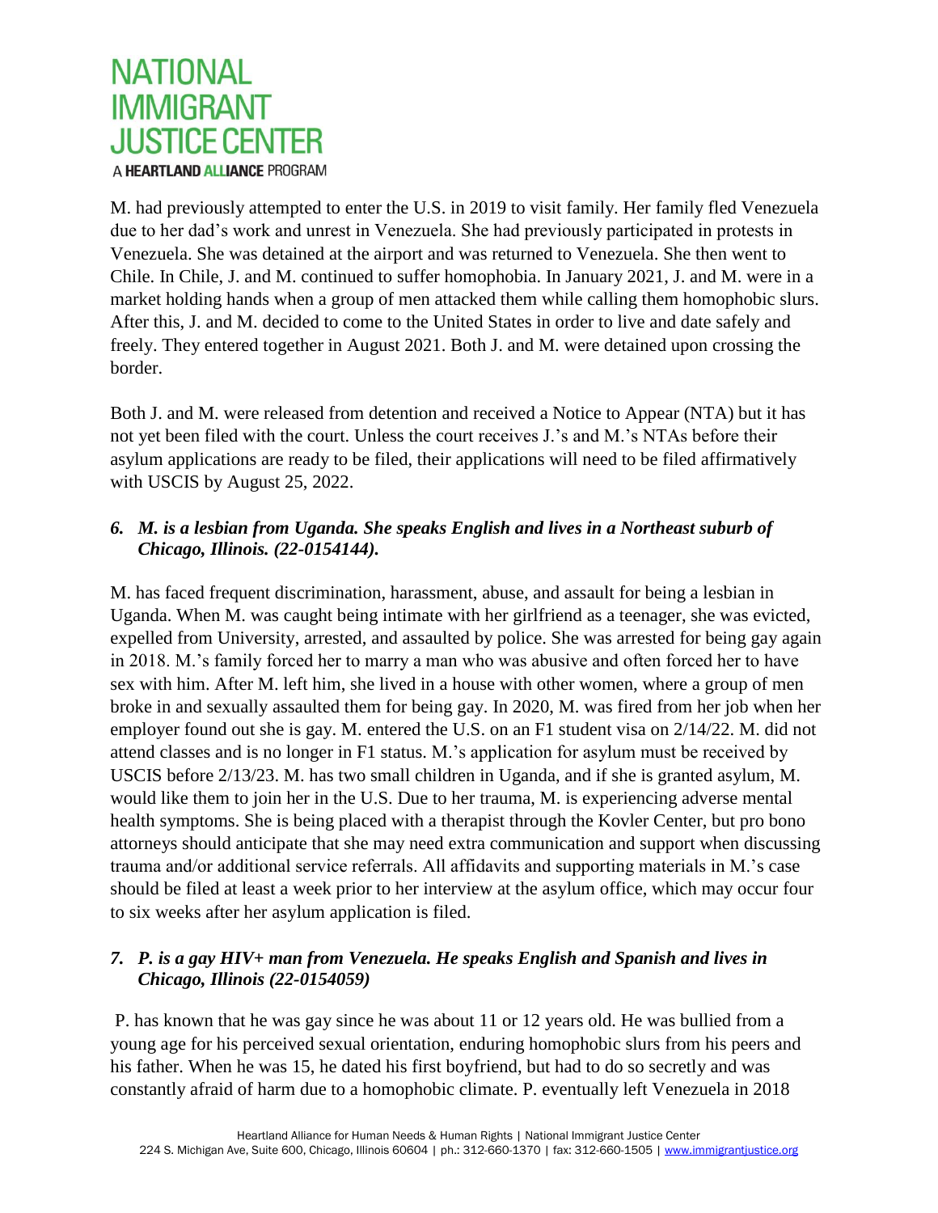M. had previously attempted to enter the U.S. in 2019 to visit family. Her family fled Venezuela due to her dad's work and unrest in Venezuela. She had previously participated in protests in Venezuela. She was detained at the airport and was returned to Venezuela. She then went to Chile. In Chile, J. and M. continued to suffer homophobia. In January 2021, J. and M. were in a market holding hands when a group of men attacked them while calling them homophobic slurs. After this, J. and M. decided to come to the United States in order to live and date safely and freely. They entered together in August 2021. Both J. and M. were detained upon crossing the border.

Both J. and M. were released from detention and received a Notice to Appear (NTA) but it has not yet been filed with the court. Unless the court receives J.'s and M.'s NTAs before their asylum applications are ready to be filed, their applications will need to be filed affirmatively with USCIS by August 25, 2022.

### *6. M. is a lesbian from Uganda. She speaks English and lives in a Northeast suburb of Chicago, Illinois. (22-0154144).*

M. has faced frequent discrimination, harassment, abuse, and assault for being a lesbian in Uganda. When M. was caught being intimate with her girlfriend as a teenager, she was evicted, expelled from University, arrested, and assaulted by police. She was arrested for being gay again in 2018. M.'s family forced her to marry a man who was abusive and often forced her to have sex with him. After M. left him, she lived in a house with other women, where a group of men broke in and sexually assaulted them for being gay. In 2020, M. was fired from her job when her employer found out she is gay. M. entered the U.S. on an F1 student visa on 2/14/22. M. did not attend classes and is no longer in F1 status. M.'s application for asylum must be received by USCIS before 2/13/23. M. has two small children in Uganda, and if she is granted asylum, M. would like them to join her in the U.S. Due to her trauma, M. is experiencing adverse mental health symptoms. She is being placed with a therapist through the Kovler Center, but pro bono attorneys should anticipate that she may need extra communication and support when discussing trauma and/or additional service referrals. All affidavits and supporting materials in M.'s case should be filed at least a week prior to her interview at the asylum office, which may occur four to six weeks after her asylum application is filed.

### *7. P. is a gay HIV+ man from Venezuela. He speaks English and Spanish and lives in Chicago, Illinois (22-0154059)*

P. has known that he was gay since he was about 11 or 12 years old. He was bullied from a young age for his perceived sexual orientation, enduring homophobic slurs from his peers and his father. When he was 15, he dated his first boyfriend, but had to do so secretly and was constantly afraid of harm due to a homophobic climate. P. eventually left Venezuela in 2018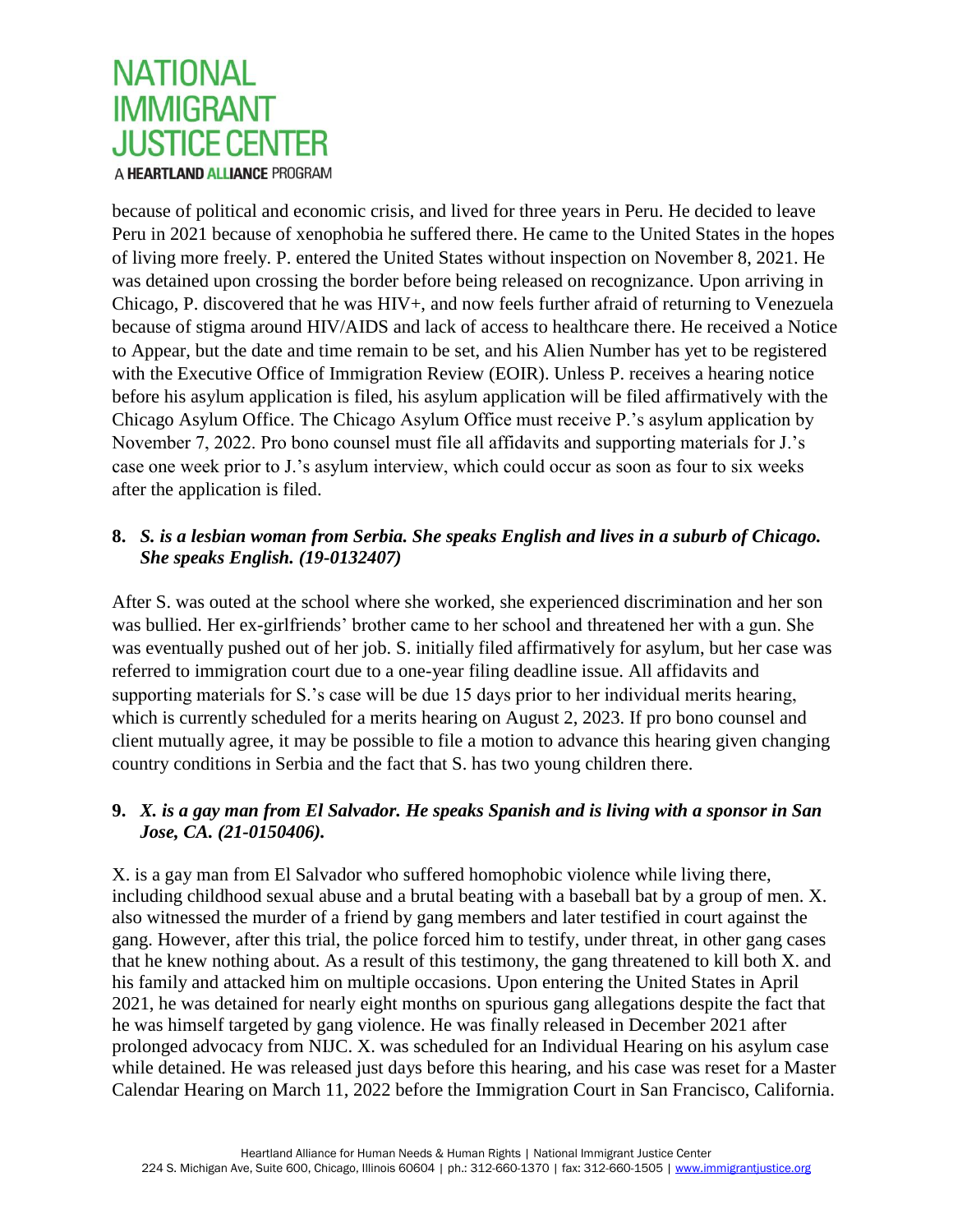because of political and economic crisis, and lived for three years in Peru. He decided to leave Peru in 2021 because of xenophobia he suffered there. He came to the United States in the hopes of living more freely. P. entered the United States without inspection on November 8, 2021. He was detained upon crossing the border before being released on recognizance. Upon arriving in Chicago, P. discovered that he was HIV+, and now feels further afraid of returning to Venezuela because of stigma around HIV/AIDS and lack of access to healthcare there. He received a Notice to Appear, but the date and time remain to be set, and his Alien Number has yet to be registered with the Executive Office of Immigration Review (EOIR). Unless P. receives a hearing notice before his asylum application is filed, his asylum application will be filed affirmatively with the Chicago Asylum Office. The Chicago Asylum Office must receive P.'s asylum application by November 7, 2022. Pro bono counsel must file all affidavits and supporting materials for J.'s case one week prior to J.'s asylum interview, which could occur as soon as four to six weeks after the application is filed.

**8.** ***S. is a lesbian woman from Serbia. She speaks English and lives in a suburb of Chicago. She speaks English. (19-0132407)***

After S. was outed at the school where she worked, she experienced discrimination and her son was bullied. Her ex-girlfriends' brother came to her school and threatened her with a gun. She was eventually pushed out of her job. S. initially filed affirmatively for asylum, but her case was referred to immigration court due to a one-year filing deadline issue. All affidavits and supporting materials for S.'s case will be due 15 days prior to her individual merits hearing, which is currently scheduled for a merits hearing on August 2, 2023. If pro bono counsel and client mutually agree, it may be possible to file a motion to advance this hearing given changing country conditions in Serbia and the fact that S. has two young children there.

**9.** ***X. is a gay man from El Salvador. He speaks Spanish and is living with a sponsor in San Jose, CA. (21-0150406).***

X. is a gay man from El Salvador who suffered homophobic violence while living there, including childhood sexual abuse and a brutal beating with a baseball bat by a group of men. X. also witnessed the murder of a friend by gang members and later testified in court against the gang. However, after this trial, the police forced him to testify, under threat, in other gang cases that he knew nothing about. As a result of this testimony, the gang threatened to kill both X. and his family and attacked him on multiple occasions. Upon entering the United States in April 2021, he was detained for nearly eight months on spurious gang allegations despite the fact that he was himself targeted by gang violence. He was finally released in December 2021 after prolonged advocacy from NIJC. X. was scheduled for an Individual Hearing on his asylum case while detained. He was released just days before this hearing, and his case was reset for a Master Calendar Hearing on March 11, 2022 before the Immigration Court in San Francisco, California.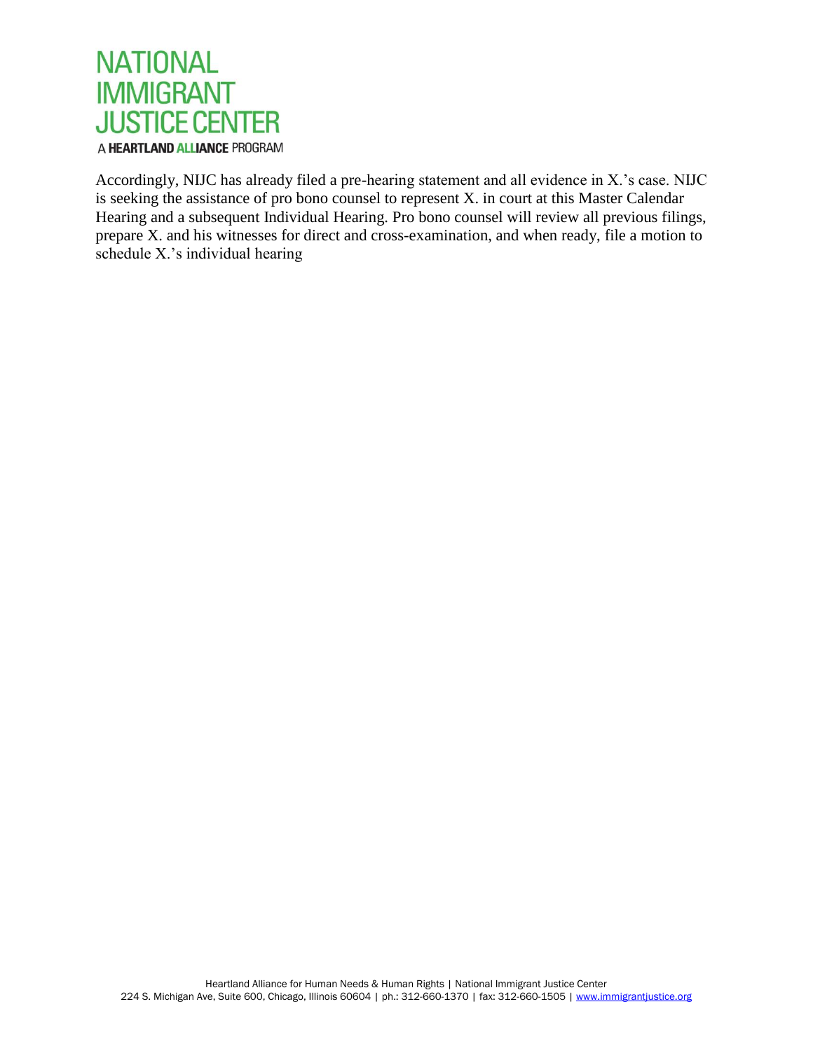Accordingly, NIJC has already filed a pre-hearing statement and all evidence in X.'s case. NIJC is seeking the assistance of pro bono counsel to represent X. in court at this Master Calendar Hearing and a subsequent Individual Hearing. Pro bono counsel will review all previous filings, prepare X. and his witnesses for direct and cross-examination, and when ready, file a motion to schedule X.'s individual hearing